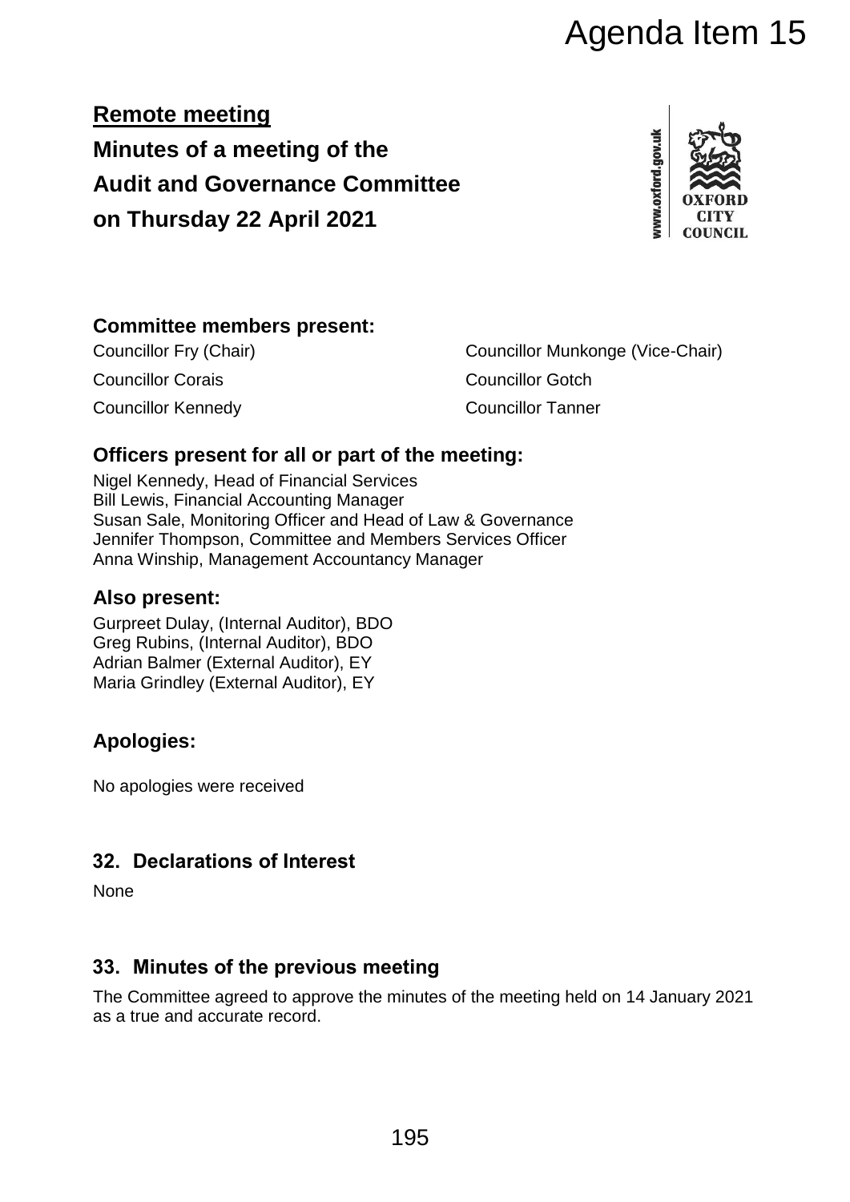Agenda Item 15

**Remote meeting**

# Minutes of a meeting of the Audit and Governance Committee on Thursday 22 April 2021

## Committee members present:

Councillor Fry (Chair)
Councillor Munkonge (Vice-Chair)
Councillor Corais
Councillor Gotch
Councillor Kennedy
Councillor Tanner

## Officers present for all or part of the meeting:

Nigel Kennedy, Head of Financial Services
Bill Lewis, Financial Accounting Manager
Susan Sale, Monitoring Officer and Head of Law & Governance
Jennifer Thompson, Committee and Members Services Officer
Anna Winship, Management Accountancy Manager

## Also present:

Gurpreet Dulay, (Internal Auditor), BDO
Greg Rubins, (Internal Auditor), BDO
Adrian Balmer (External Auditor), EY
Maria Grindley (External Auditor), EY

## Apologies:

No apologies were received

## 32. Declarations of Interest

None

## 33. Minutes of the previous meeting

The Committee agreed to approve the minutes of the meeting held on 14 January 2021 as a true and accurate record.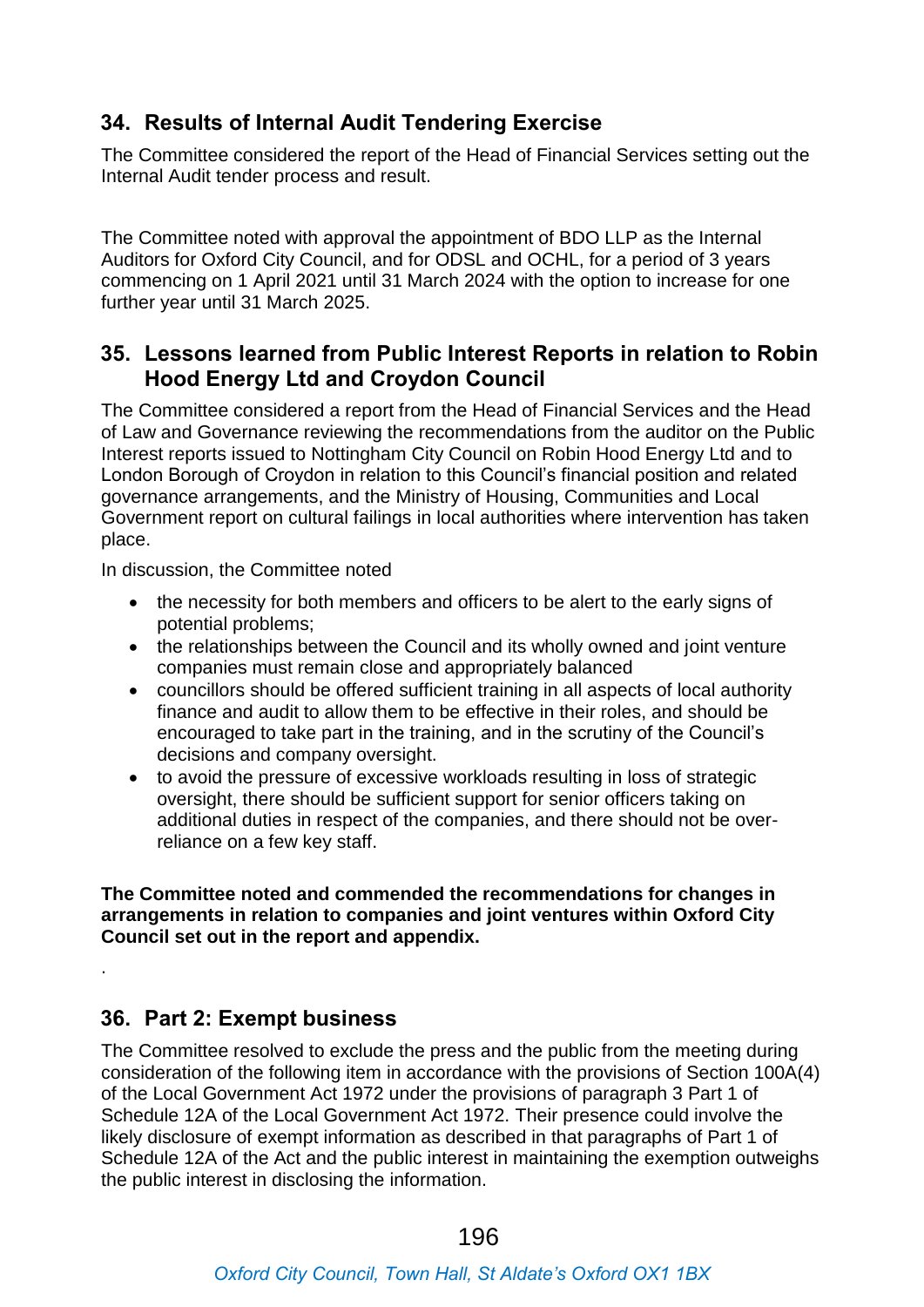## 34. Results of Internal Audit Tendering Exercise

The Committee considered the report of the Head of Financial Services setting out the Internal Audit tender process and result.

The Committee noted with approval the appointment of BDO LLP as the Internal Auditors for Oxford City Council, and for ODSL and OCHL, for a period of 3 years commencing on 1 April 2021 until 31 March 2024 with the option to increase for one further year until 31 March 2025.

## 35. Lessons learned from Public Interest Reports in relation to Robin Hood Energy Ltd and Croydon Council

The Committee considered a report from the Head of Financial Services and the Head of Law and Governance reviewing the recommendations from the auditor on the Public Interest reports issued to Nottingham City Council on Robin Hood Energy Ltd and to London Borough of Croydon in relation to this Council's financial position and related governance arrangements, and the Ministry of Housing, Communities and Local Government report on cultural failings in local authorities where intervention has taken place.

In discussion, the Committee noted

- the necessity for both members and officers to be alert to the early signs of potential problems;
- the relationships between the Council and its wholly owned and joint venture companies must remain close and appropriately balanced
- councillors should be offered sufficient training in all aspects of local authority finance and audit to allow them to be effective in their roles, and should be encouraged to take part in the training, and in the scrutiny of the Council's decisions and company oversight.
- to avoid the pressure of excessive workloads resulting in loss of strategic oversight, there should be sufficient support for senior officers taking on additional duties in respect of the companies, and there should not be over-reliance on a few key staff.

**The Committee noted and commended the recommendations for changes in arrangements in relation to companies and joint ventures within Oxford City Council set out in the report and appendix.**

.

## 36. Part 2: Exempt business

The Committee resolved to exclude the press and the public from the meeting during consideration of the following item in accordance with the provisions of Section 100A(4) of the Local Government Act 1972 under the provisions of paragraph 3 Part 1 of Schedule 12A of the Local Government Act 1972. Their presence could involve the likely disclosure of exempt information as described in that paragraphs of Part 1 of Schedule 12A of the Act and the public interest in maintaining the exemption outweighs the public interest in disclosing the information.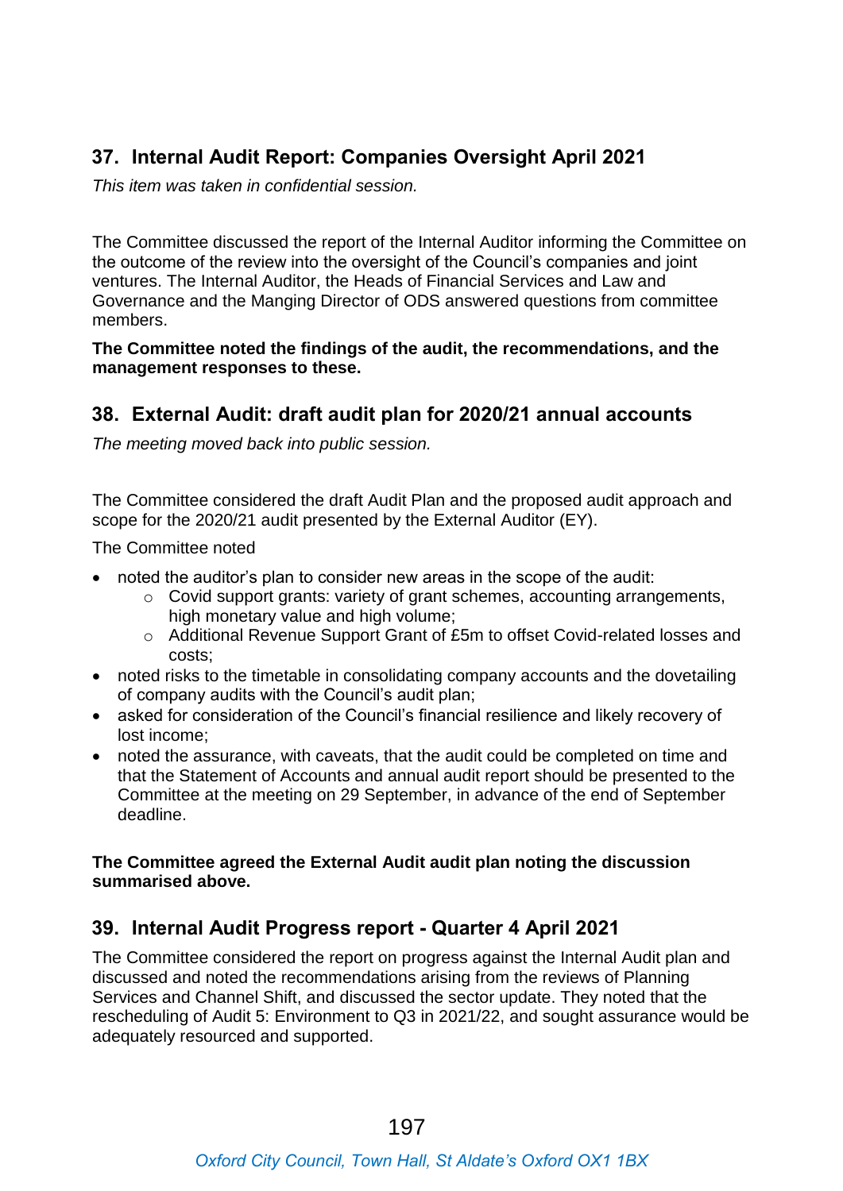## 37. Internal Audit Report: Companies Oversight April 2021

*This item was taken in confidential session.*

The Committee discussed the report of the Internal Auditor informing the Committee on the outcome of the review into the oversight of the Council's companies and joint ventures. The Internal Auditor, the Heads of Financial Services and Law and Governance and the Manging Director of ODS answered questions from committee members.

**The Committee noted the findings of the audit, the recommendations, and the management responses to these.**

## 38. External Audit: draft audit plan for 2020/21 annual accounts

*The meeting moved back into public session.*

The Committee considered the draft Audit Plan and the proposed audit approach and scope for the 2020/21 audit presented by the External Auditor (EY).

The Committee noted

- noted the auditor's plan to consider new areas in the scope of the audit:
  - Covid support grants: variety of grant schemes, accounting arrangements, high monetary value and high volume;
  - Additional Revenue Support Grant of £5m to offset Covid-related losses and costs;
- noted risks to the timetable in consolidating company accounts and the dovetailing of company audits with the Council's audit plan;
- asked for consideration of the Council's financial resilience and likely recovery of lost income;
- noted the assurance, with caveats, that the audit could be completed on time and that the Statement of Accounts and annual audit report should be presented to the Committee at the meeting on 29 September, in advance of the end of September deadline.

**The Committee agreed the External Audit audit plan noting the discussion summarised above.**

## 39. Internal Audit Progress report - Quarter 4 April 2021

The Committee considered the report on progress against the Internal Audit plan and discussed and noted the recommendations arising from the reviews of Planning Services and Channel Shift, and discussed the sector update. They noted that the rescheduling of Audit 5: Environment to Q3 in 2021/22, and sought assurance would be adequately resourced and supported.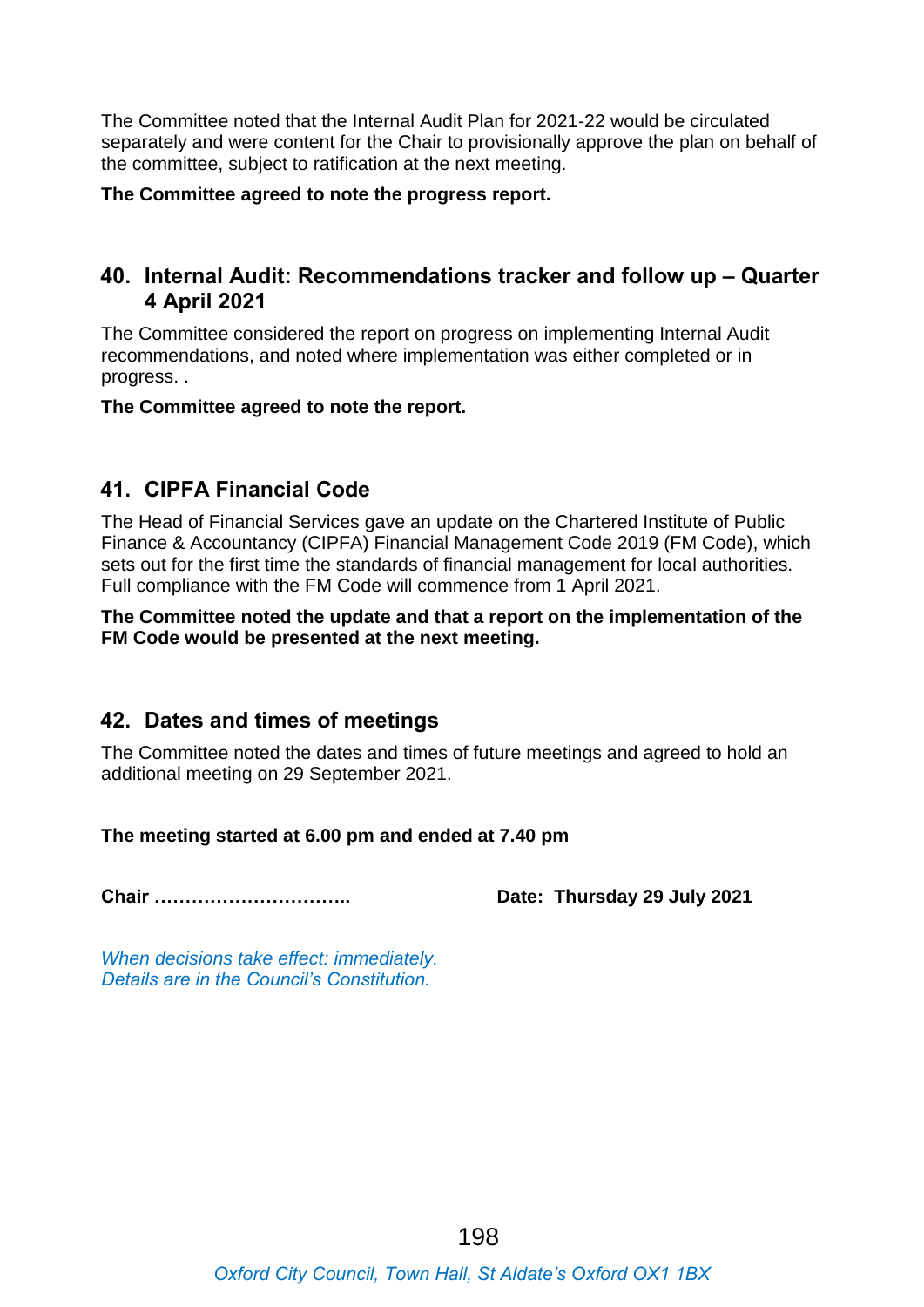The Committee noted that the Internal Audit Plan for 2021-22 would be circulated separately and were content for the Chair to provisionally approve the plan on behalf of the committee, subject to ratification at the next meeting.

**The Committee agreed to note the progress report.**

## 40. Internal Audit: Recommendations tracker and follow up – Quarter 4 April 2021

The Committee considered the report on progress on implementing Internal Audit recommendations, and noted where implementation was either completed or in progress. .

**The Committee agreed to note the report.**

## 41. CIPFA Financial Code

The Head of Financial Services gave an update on the Chartered Institute of Public Finance & Accountancy (CIPFA) Financial Management Code 2019 (FM Code), which sets out for the first time the standards of financial management for local authorities. Full compliance with the FM Code will commence from 1 April 2021.

**The Committee noted the update and that a report on the implementation of the FM Code would be presented at the next meeting.**

## 42. Dates and times of meetings

The Committee noted the dates and times of future meetings and agreed to hold an additional meeting on 29 September 2021.

**The meeting started at 6.00 pm and ended at 7.40 pm**

**Chair …………………………..** **Date: Thursday 29 July 2021**

*When decisions take effect: immediately.*
*Details are in the Council's Constitution.*